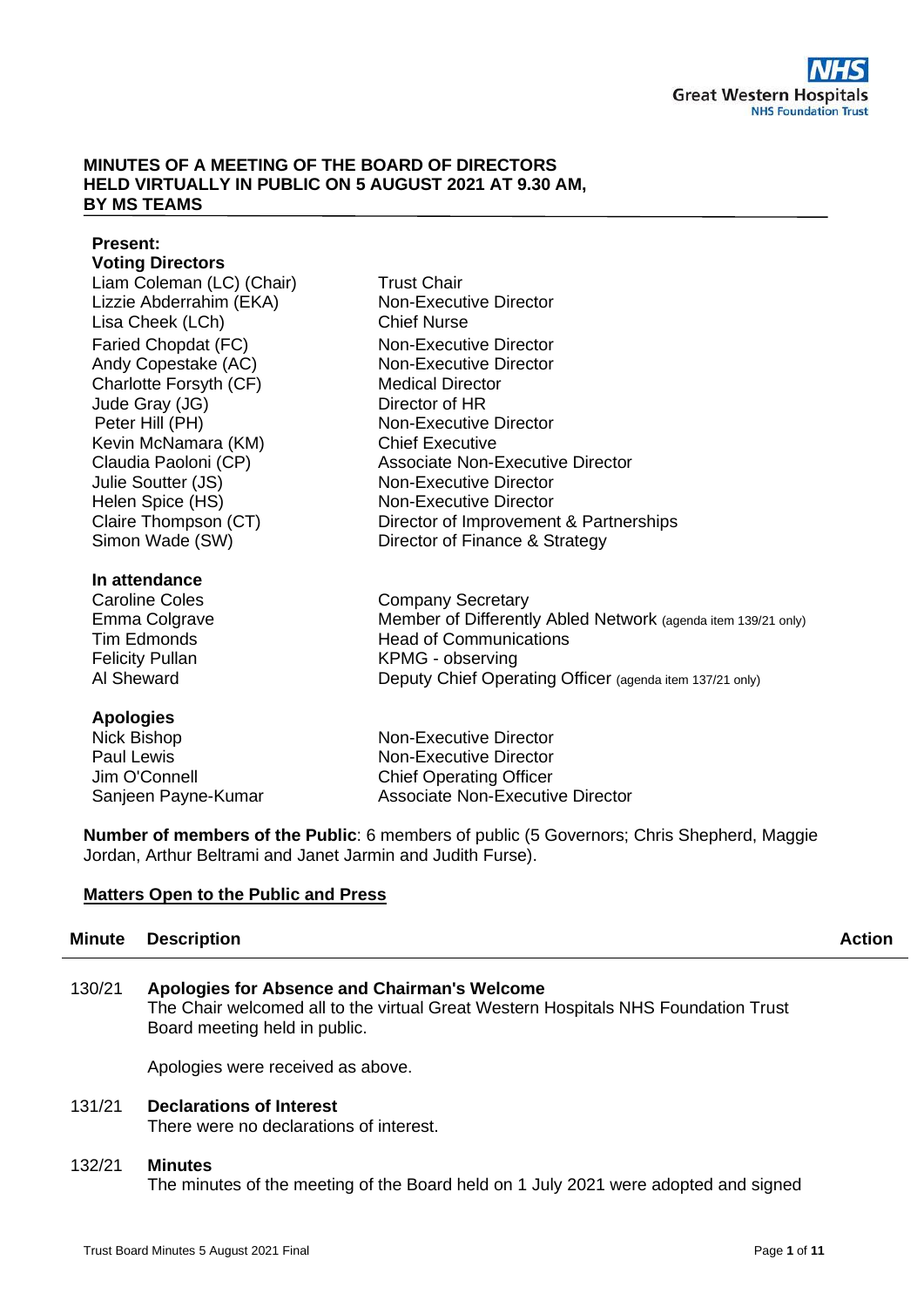**MINUTES OF A MEETING OF THE BOARD OF DIRECTORS HELD VIRTUALLY IN PUBLIC ON 5 AUGUST 2021 AT 9.30 AM, BY MS TEAMS**

**Present:**

**Voting Directors**

| | |
|---|---|
| Liam Coleman (LC) (Chair) | Trust Chair |
| Lizzie Abderrahim (EKA) | Non-Executive Director |
| Lisa Cheek (LCh) | Chief Nurse |
| Faried Chopdat (FC) | Non-Executive Director |
| Andy Copestake (AC) | Non-Executive Director |
| Charlotte Forsyth (CF) | Medical Director |
| Jude Gray (JG) | Director of HR |
| Peter Hill (PH) | Non-Executive Director |
| Kevin McNamara (KM) | Chief Executive |
| Claudia Paoloni (CP) | Associate Non-Executive Director |
| Julie Soutter (JS) | Non-Executive Director |
| Helen Spice (HS) | Non-Executive Director |
| Claire Thompson (CT) | Director of Improvement & Partnerships |
| Simon Wade (SW) | Director of Finance & Strategy |

**In attendance**

| | |
|---|---|
| Caroline Coles | Company Secretary |
| Emma Colgrave | Member of Differently Abled Network (agenda item 139/21 only) |
| Tim Edmonds | Head of Communications |
| Felicity Pullan | KPMG - observing |
| Al Sheward | Deputy Chief Operating Officer (agenda item 137/21 only) |

**Apologies**

| | |
|---|---|
| Nick Bishop | Non-Executive Director |
| Paul Lewis | Non-Executive Director |
| Jim O'Connell | Chief Operating Officer |
| Sanjeen Payne-Kumar | Associate Non-Executive Director |

**Number of members of the Public**: 6 members of public (5 Governors; Chris Shepherd, Maggie Jordan, Arthur Beltrami and Janet Jarmin and Judith Furse).

**Matters Open to the Public and Press**

| Minute | Description | Action |
|---|---|---|
| 130/21 | **Apologies for Absence and Chairman's Welcome**<br>The Chair welcomed all to the virtual Great Western Hospitals NHS Foundation Trust Board meeting held in public.<br><br>Apologies were received as above. | |
| 131/21 | **Declarations of Interest**<br>There were no declarations of interest. | |
| 132/21 | **Minutes**<br>The minutes of the meeting of the Board held on 1 July 2021 were adopted and signed | |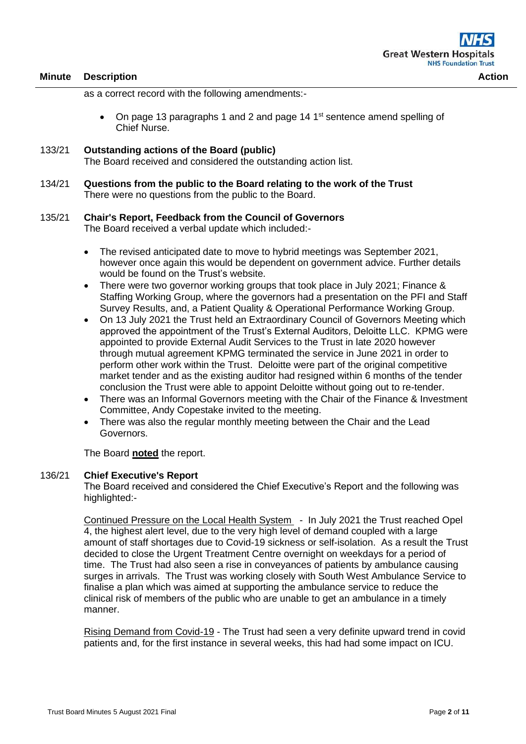| Minute | Description | Action |
|---|---|---|

as a correct record with the following amendments:-

- On page 13 paragraphs 1 and 2 and page 14 1st sentence amend spelling of Chief Nurse.

133/21 **Outstanding actions of the Board (public)**
The Board received and considered the outstanding action list.

134/21 **Questions from the public to the Board relating to the work of the Trust**
There were no questions from the public to the Board.

135/21 **Chair's Report, Feedback from the Council of Governors**
The Board received a verbal update which included:-

- The revised anticipated date to move to hybrid meetings was September 2021, however once again this would be dependent on government advice. Further details would be found on the Trust's website.
- There were two governor working groups that took place in July 2021; Finance & Staffing Working Group, where the governors had a presentation on the PFI and Staff Survey Results, and, a Patient Quality & Operational Performance Working Group.
- On 13 July 2021 the Trust held an Extraordinary Council of Governors Meeting which approved the appointment of the Trust's External Auditors, Deloitte LLC. KPMG were appointed to provide External Audit Services to the Trust in late 2020 however through mutual agreement KPMG terminated the service in June 2021 in order to perform other work within the Trust. Deloitte were part of the original competitive market tender and as the existing auditor had resigned within 6 months of the tender conclusion the Trust were able to appoint Deloitte without going out to re-tender.
- There was an Informal Governors meeting with the Chair of the Finance & Investment Committee, Andy Copestake invited to the meeting.
- There was also the regular monthly meeting between the Chair and the Lead Governors.

The Board **noted** the report.

136/21 **Chief Executive's Report**
The Board received and considered the Chief Executive's Report and the following was highlighted:-

Continued Pressure on the Local Health System - In July 2021 the Trust reached Opel 4, the highest alert level, due to the very high level of demand coupled with a large amount of staff shortages due to Covid-19 sickness or self-isolation. As a result the Trust decided to close the Urgent Treatment Centre overnight on weekdays for a period of time. The Trust had also seen a rise in conveyances of patients by ambulance causing surges in arrivals. The Trust was working closely with South West Ambulance Service to finalise a plan which was aimed at supporting the ambulance service to reduce the clinical risk of members of the public who are unable to get an ambulance in a timely manner.

Rising Demand from Covid-19 - The Trust had seen a very definite upward trend in covid patients and, for the first instance in several weeks, this had had some impact on ICU.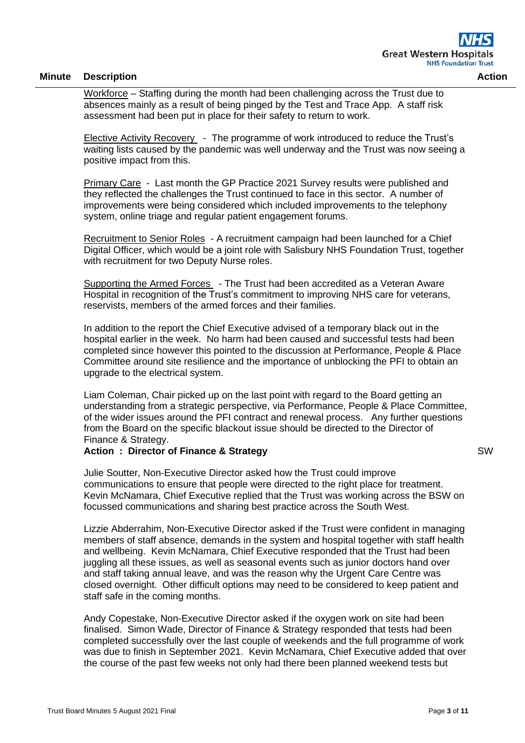| Minute | Description | Action |
|---|---|---|
| | Workforce – Staffing during the month had been challenging across the Trust due to absences mainly as a result of being pinged by the Test and Trace App. A staff risk assessment had been put in place for their safety to return to work. | |
| | Elective Activity Recovery - The programme of work introduced to reduce the Trust's waiting lists caused by the pandemic was well underway and the Trust was now seeing a positive impact from this. | |
| | Primary Care - Last month the GP Practice 2021 Survey results were published and they reflected the challenges the Trust continued to face in this sector. A number of improvements were being considered which included improvements to the telephony system, online triage and regular patient engagement forums. | |
| | Recruitment to Senior Roles - A recruitment campaign had been launched for a Chief Digital Officer, which would be a joint role with Salisbury NHS Foundation Trust, together with recruitment for two Deputy Nurse roles. | |
| | Supporting the Armed Forces - The Trust had been accredited as a Veteran Aware Hospital in recognition of the Trust's commitment to improving NHS care for veterans, reservists, members of the armed forces and their families. | |
| | In addition to the report the Chief Executive advised of a temporary black out in the hospital earlier in the week. No harm had been caused and successful tests had been completed since however this pointed to the discussion at Performance, People & Place Committee around site resilience and the importance of unblocking the PFI to obtain an upgrade to the electrical system. | |
| | Liam Coleman, Chair picked up on the last point with regard to the Board getting an understanding from a strategic perspective, via Performance, People & Place Committee, of the wider issues around the PFI contract and renewal process. Any further questions from the Board on the specific blackout issue should be directed to the Director of Finance & Strategy.<br>**Action : Director of Finance & Strategy** | SW |
| | Julie Soutter, Non-Executive Director asked how the Trust could improve communications to ensure that people were directed to the right place for treatment. Kevin McNamara, Chief Executive replied that the Trust was working across the BSW on focussed communications and sharing best practice across the South West. | |
| | Lizzie Abderrahim, Non-Executive Director asked if the Trust were confident in managing members of staff absence, demands in the system and hospital together with staff health and wellbeing. Kevin McNamara, Chief Executive responded that the Trust had been juggling all these issues, as well as seasonal events such as junior doctors hand over and staff taking annual leave, and was the reason why the Urgent Care Centre was closed overnight. Other difficult options may need to be considered to keep patient and staff safe in the coming months. | |
| | Andy Copestake, Non-Executive Director asked if the oxygen work on site had been finalised. Simon Wade, Director of Finance & Strategy responded that tests had been completed successfully over the last couple of weekends and the full programme of work was due to finish in September 2021. Kevin McNamara, Chief Executive added that over the course of the past few weeks not only had there been planned weekend tests but | |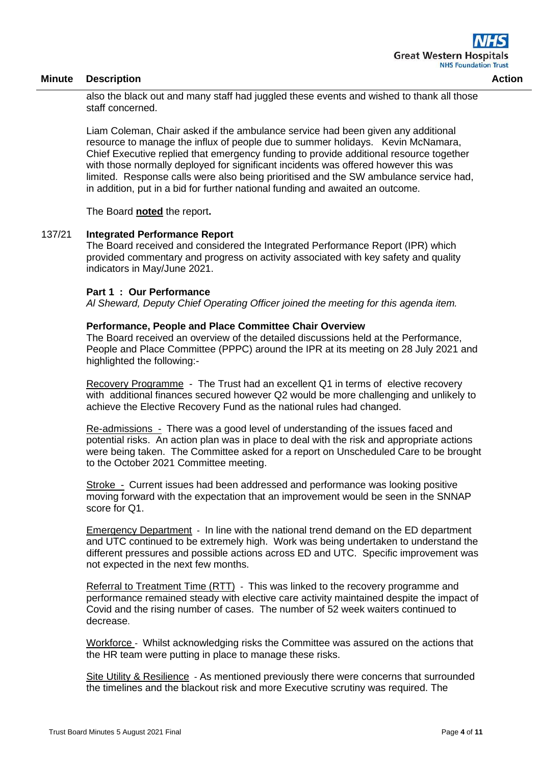also the black out and many staff had juggled these events and wished to thank all those staff concerned.

Liam Coleman, Chair asked if the ambulance service had been given any additional resource to manage the influx of people due to summer holidays. Kevin McNamara, Chief Executive replied that emergency funding to provide additional resource together with those normally deployed for significant incidents was offered however this was limited. Response calls were also being prioritised and the SW ambulance service had, in addition, put in a bid for further national funding and awaited an outcome.

The Board **noted** the report**.**

**137/21 Integrated Performance Report**

The Board received and considered the Integrated Performance Report (IPR) which provided commentary and progress on activity associated with key safety and quality indicators in May/June 2021.

**Part 1 : Our Performance**

*Al Sheward, Deputy Chief Operating Officer joined the meeting for this agenda item.*

**Performance, People and Place Committee Chair Overview**

The Board received an overview of the detailed discussions held at the Performance, People and Place Committee (PPPC) around the IPR at its meeting on 28 July 2021 and highlighted the following:-

Recovery Programme - The Trust had an excellent Q1 in terms of elective recovery with additional finances secured however Q2 would be more challenging and unlikely to achieve the Elective Recovery Fund as the national rules had changed.

Re-admissions - There was a good level of understanding of the issues faced and potential risks. An action plan was in place to deal with the risk and appropriate actions were being taken. The Committee asked for a report on Unscheduled Care to be brought to the October 2021 Committee meeting.

Stroke - Current issues had been addressed and performance was looking positive moving forward with the expectation that an improvement would be seen in the SNNAP score for Q1.

Emergency Department - In line with the national trend demand on the ED department and UTC continued to be extremely high. Work was being undertaken to understand the different pressures and possible actions across ED and UTC. Specific improvement was not expected in the next few months.

Referral to Treatment Time (RTT) - This was linked to the recovery programme and performance remained steady with elective care activity maintained despite the impact of Covid and the rising number of cases. The number of 52 week waiters continued to decrease.

Workforce - Whilst acknowledging risks the Committee was assured on the actions that the HR team were putting in place to manage these risks.

Site Utility & Resilience - As mentioned previously there were concerns that surrounded the timelines and the blackout risk and more Executive scrutiny was required. The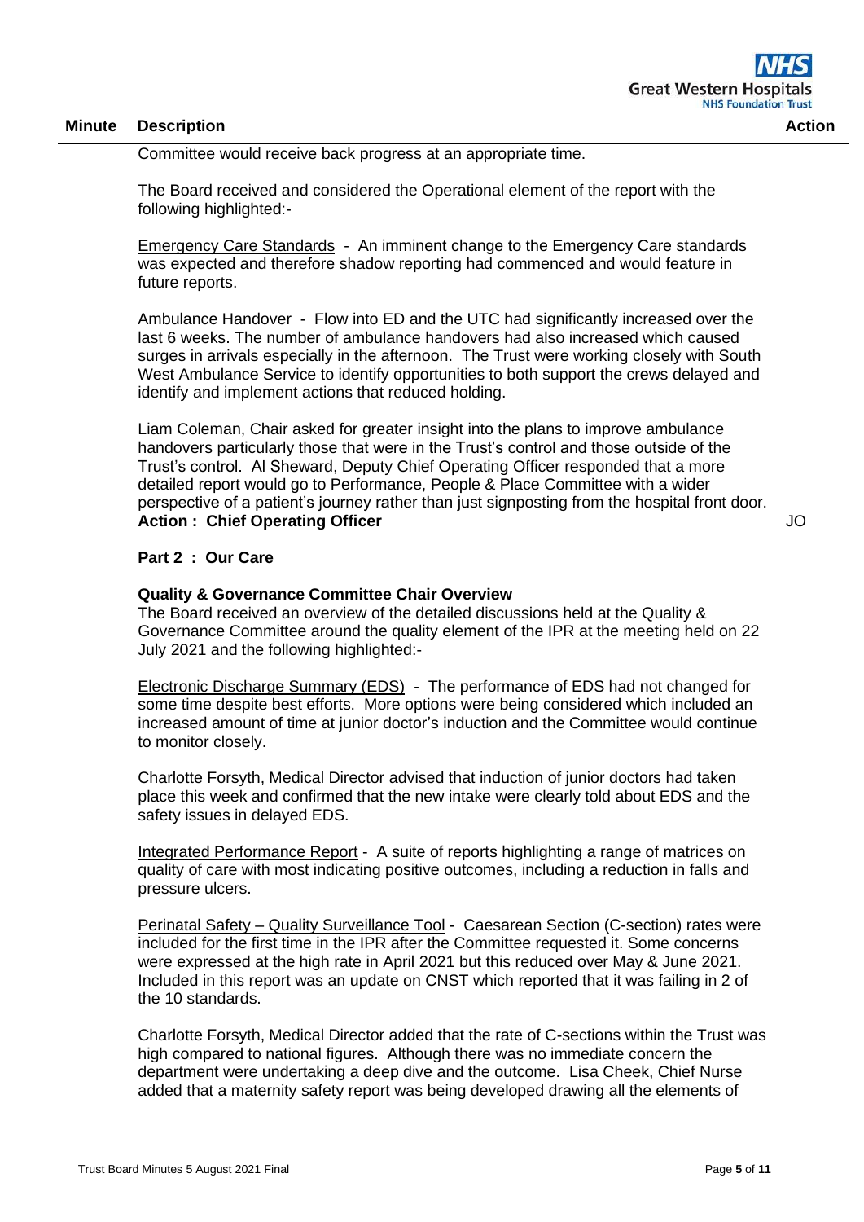| Minute | Description | Action |
|---|---|---|
| | Committee would receive back progress at an appropriate time. | |
| | The Board received and considered the Operational element of the report with the following highlighted:- | |
| | Emergency Care Standards - An imminent change to the Emergency Care standards was expected and therefore shadow reporting had commenced and would feature in future reports. | |
| | Ambulance Handover - Flow into ED and the UTC had significantly increased over the last 6 weeks. The number of ambulance handovers had also increased which caused surges in arrivals especially in the afternoon. The Trust were working closely with South West Ambulance Service to identify opportunities to both support the crews delayed and identify and implement actions that reduced holding. | |
| | Liam Coleman, Chair asked for greater insight into the plans to improve ambulance handovers particularly those that were in the Trust's control and those outside of the Trust's control. Al Sheward, Deputy Chief Operating Officer responded that a more detailed report would go to Performance, People & Place Committee with a wider perspective of a patient's journey rather than just signposting from the hospital front door. **Action : Chief Operating Officer** | JO |
| | **Part 2 : Our Care** | |
| | **Quality & Governance Committee Chair Overview** The Board received an overview of the detailed discussions held at the Quality & Governance Committee around the quality element of the IPR at the meeting held on 22 July 2021 and the following highlighted:- | |
| | Electronic Discharge Summary (EDS) - The performance of EDS had not changed for some time despite best efforts. More options were being considered which included an increased amount of time at junior doctor's induction and the Committee would continue to monitor closely. | |
| | Charlotte Forsyth, Medical Director advised that induction of junior doctors had taken place this week and confirmed that the new intake were clearly told about EDS and the safety issues in delayed EDS. | |
| | Integrated Performance Report - A suite of reports highlighting a range of matrices on quality of care with most indicating positive outcomes, including a reduction in falls and pressure ulcers. | |
| | Perinatal Safety – Quality Surveillance Tool - Caesarean Section (C-section) rates were included for the first time in the IPR after the Committee requested it. Some concerns were expressed at the high rate in April 2021 but this reduced over May & June 2021. Included in this report was an update on CNST which reported that it was failing in 2 of the 10 standards. | |
| | Charlotte Forsyth, Medical Director added that the rate of C-sections within the Trust was high compared to national figures. Although there was no immediate concern the department were undertaking a deep dive and the outcome. Lisa Cheek, Chief Nurse added that a maternity safety report was being developed drawing all the elements of | |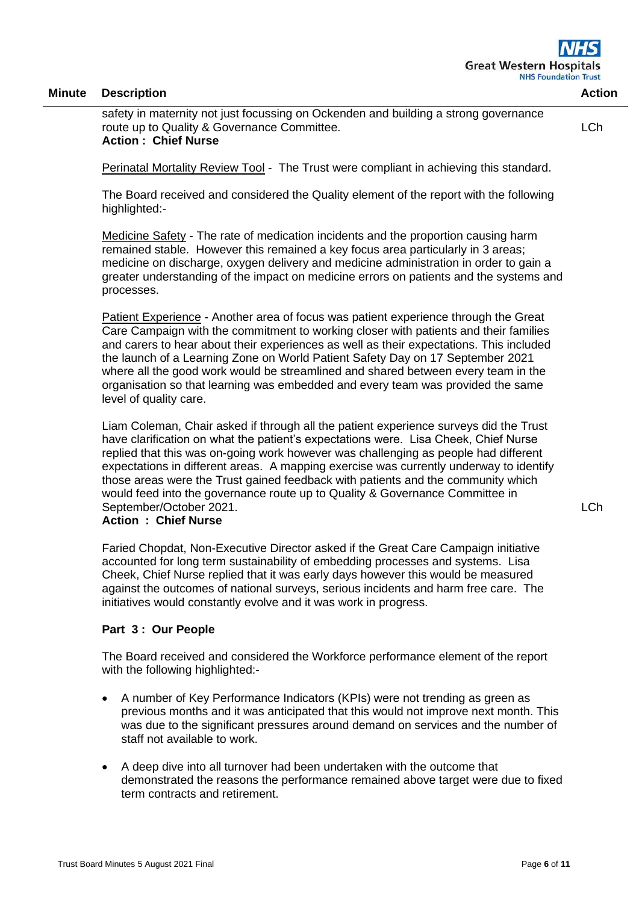| Minute | Description | Action |
|---|---|---|
| | safety in maternity not just focussing on Ockenden and building a strong governance route up to Quality & Governance Committee. **Action : Chief Nurse** | LCh |

Perinatal Mortality Review Tool - The Trust were compliant in achieving this standard.

The Board received and considered the Quality element of the report with the following highlighted:-

Medicine Safety - The rate of medication incidents and the proportion causing harm remained stable. However this remained a key focus area particularly in 3 areas; medicine on discharge, oxygen delivery and medicine administration in order to gain a greater understanding of the impact on medicine errors on patients and the systems and processes.

Patient Experience - Another area of focus was patient experience through the Great Care Campaign with the commitment to working closer with patients and their families and carers to hear about their experiences as well as their expectations. This included the launch of a Learning Zone on World Patient Safety Day on 17 September 2021 where all the good work would be streamlined and shared between every team in the organisation so that learning was embedded and every team was provided the same level of quality care.

Liam Coleman, Chair asked if through all the patient experience surveys did the Trust have clarification on what the patient's expectations were. Lisa Cheek, Chief Nurse replied that this was on-going work however was challenging as people had different expectations in different areas. A mapping exercise was currently underway to identify those areas were the Trust gained feedback with patients and the community which would feed into the governance route up to Quality & Governance Committee in September/October 2021. — LCh
**Action : Chief Nurse**

Faried Chopdat, Non-Executive Director asked if the Great Care Campaign initiative accounted for long term sustainability of embedding processes and systems. Lisa Cheek, Chief Nurse replied that it was early days however this would be measured against the outcomes of national surveys, serious incidents and harm free care. The initiatives would constantly evolve and it was work in progress.

**Part 3 : Our People**

The Board received and considered the Workforce performance element of the report with the following highlighted:-

- A number of Key Performance Indicators (KPIs) were not trending as green as previous months and it was anticipated that this would not improve next month. This was due to the significant pressures around demand on services and the number of staff not available to work.
- A deep dive into all turnover had been undertaken with the outcome that demonstrated the reasons the performance remained above target were due to fixed term contracts and retirement.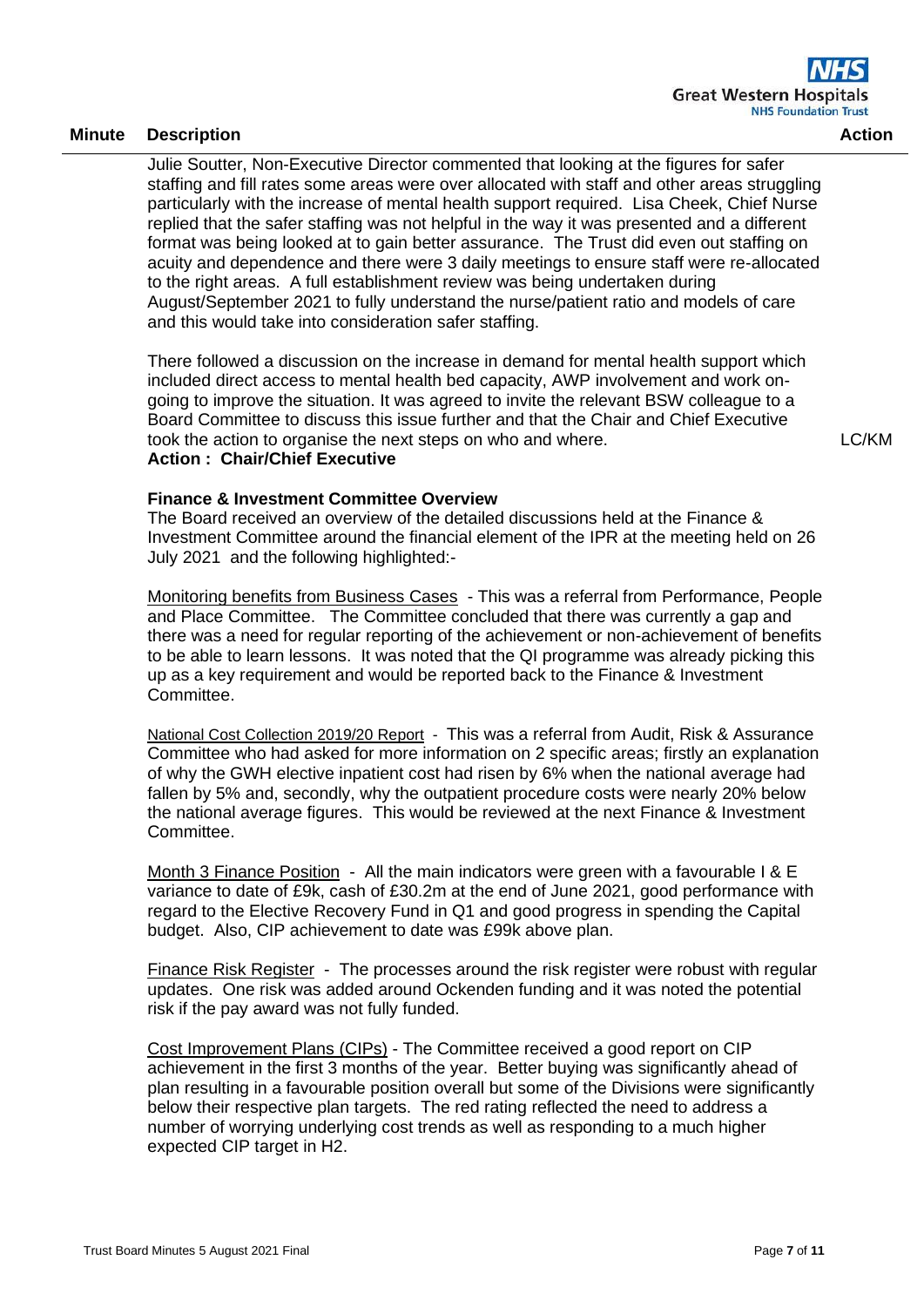| Minute | Description | Action |
|---|---|---|
| | Julie Soutter, Non-Executive Director commented that looking at the figures for safer staffing and fill rates some areas were over allocated with staff and other areas struggling particularly with the increase of mental health support required. Lisa Cheek, Chief Nurse replied that the safer staffing was not helpful in the way it was presented and a different format was being looked at to gain better assurance. The Trust did even out staffing on acuity and dependence and there were 3 daily meetings to ensure staff were re-allocated to the right areas. A full establishment review was being undertaken during August/September 2021 to fully understand the nurse/patient ratio and models of care and this would take into consideration safer staffing. | |
| | There followed a discussion on the increase in demand for mental health support which included direct access to mental health bed capacity, AWP involvement and work on-going to improve the situation. It was agreed to invite the relevant BSW colleague to a Board Committee to discuss this issue further and that the Chair and Chief Executive took the action to organise the next steps on who and where. **Action : Chair/Chief Executive** | LC/KM |

**Finance & Investment Committee Overview**

The Board received an overview of the detailed discussions held at the Finance & Investment Committee around the financial element of the IPR at the meeting held on 26 July 2021 and the following highlighted:-

Monitoring benefits from Business Cases - This was a referral from Performance, People and Place Committee. The Committee concluded that there was currently a gap and there was a need for regular reporting of the achievement or non-achievement of benefits to be able to learn lessons. It was noted that the QI programme was already picking this up as a key requirement and would be reported back to the Finance & Investment Committee.

National Cost Collection 2019/20 Report - This was a referral from Audit, Risk & Assurance Committee who had asked for more information on 2 specific areas; firstly an explanation of why the GWH elective inpatient cost had risen by 6% when the national average had fallen by 5% and, secondly, why the outpatient procedure costs were nearly 20% below the national average figures. This would be reviewed at the next Finance & Investment Committee.

Month 3 Finance Position - All the main indicators were green with a favourable I & E variance to date of £9k, cash of £30.2m at the end of June 2021, good performance with regard to the Elective Recovery Fund in Q1 and good progress in spending the Capital budget. Also, CIP achievement to date was £99k above plan.

Finance Risk Register - The processes around the risk register were robust with regular updates. One risk was added around Ockenden funding and it was noted the potential risk if the pay award was not fully funded.

Cost Improvement Plans (CIPs) - The Committee received a good report on CIP achievement in the first 3 months of the year. Better buying was significantly ahead of plan resulting in a favourable position overall but some of the Divisions were significantly below their respective plan targets. The red rating reflected the need to address a number of worrying underlying cost trends as well as responding to a much higher expected CIP target in H2.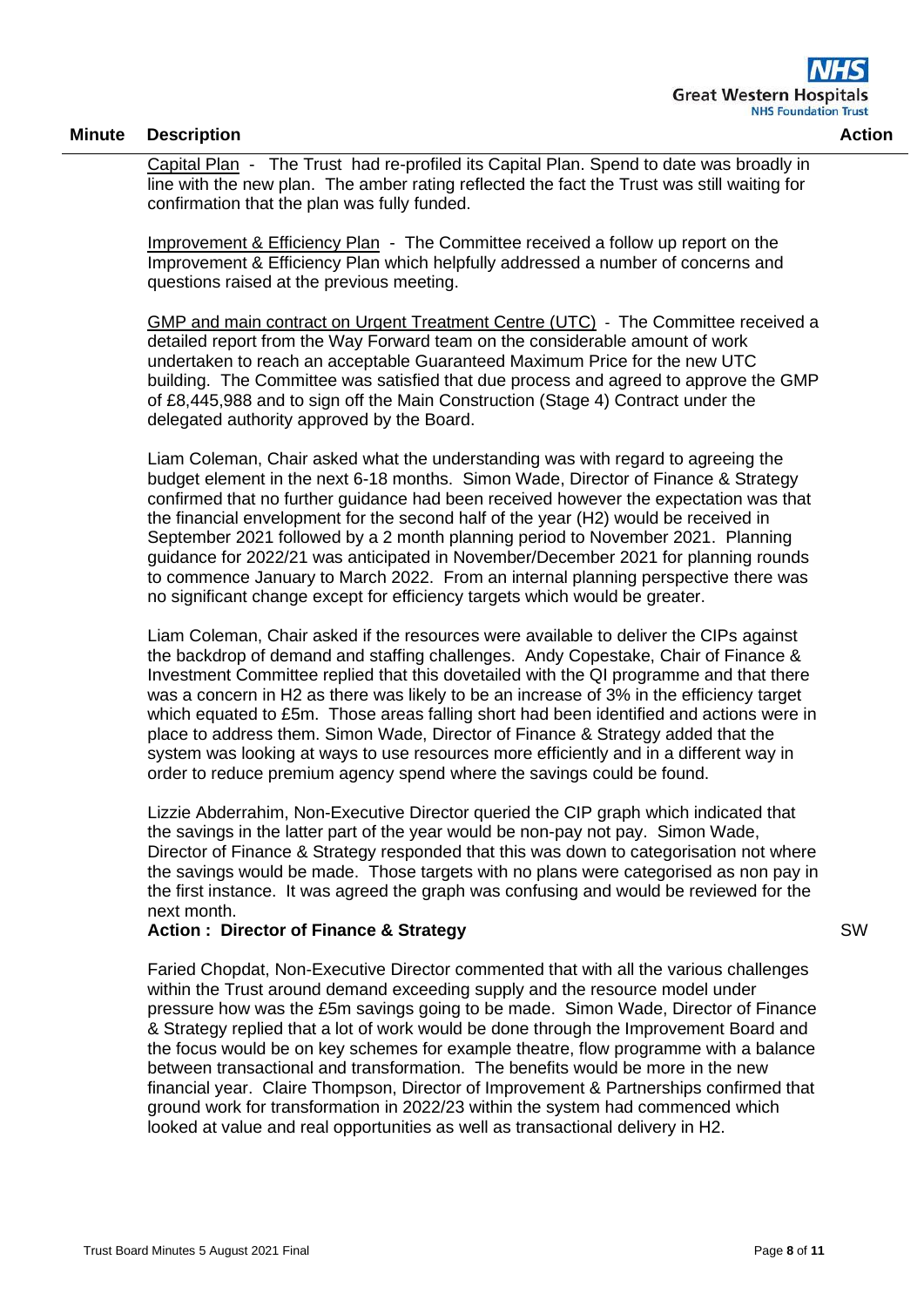| Minute | Description | Action |
| --- | --- | --- |

Capital Plan - The Trust had re-profiled its Capital Plan. Spend to date was broadly in line with the new plan. The amber rating reflected the fact the Trust was still waiting for confirmation that the plan was fully funded.

Improvement & Efficiency Plan - The Committee received a follow up report on the Improvement & Efficiency Plan which helpfully addressed a number of concerns and questions raised at the previous meeting.

GMP and main contract on Urgent Treatment Centre (UTC) - The Committee received a detailed report from the Way Forward team on the considerable amount of work undertaken to reach an acceptable Guaranteed Maximum Price for the new UTC building. The Committee was satisfied that due process and agreed to approve the GMP of £8,445,988 and to sign off the Main Construction (Stage 4) Contract under the delegated authority approved by the Board.

Liam Coleman, Chair asked what the understanding was with regard to agreeing the budget element in the next 6-18 months. Simon Wade, Director of Finance & Strategy confirmed that no further guidance had been received however the expectation was that the financial envelopment for the second half of the year (H2) would be received in September 2021 followed by a 2 month planning period to November 2021. Planning guidance for 2022/21 was anticipated in November/December 2021 for planning rounds to commence January to March 2022. From an internal planning perspective there was no significant change except for efficiency targets which would be greater.

Liam Coleman, Chair asked if the resources were available to deliver the CIPs against the backdrop of demand and staffing challenges. Andy Copestake, Chair of Finance & Investment Committee replied that this dovetailed with the QI programme and that there was a concern in H2 as there was likely to be an increase of 3% in the efficiency target which equated to £5m. Those areas falling short had been identified and actions were in place to address them. Simon Wade, Director of Finance & Strategy added that the system was looking at ways to use resources more efficiently and in a different way in order to reduce premium agency spend where the savings could be found.

Lizzie Abderrahim, Non-Executive Director queried the CIP graph which indicated that the savings in the latter part of the year would be non-pay not pay. Simon Wade, Director of Finance & Strategy responded that this was down to categorisation not where the savings would be made. Those targets with no plans were categorised as non pay in the first instance. It was agreed the graph was confusing and would be reviewed for the next month.

**Action : Director of Finance & Strategy** — SW

Faried Chopdat, Non-Executive Director commented that with all the various challenges within the Trust around demand exceeding supply and the resource model under pressure how was the £5m savings going to be made. Simon Wade, Director of Finance & Strategy replied that a lot of work would be done through the Improvement Board and the focus would be on key schemes for example theatre, flow programme with a balance between transactional and transformation. The benefits would be more in the new financial year. Claire Thompson, Director of Improvement & Partnerships confirmed that ground work for transformation in 2022/23 within the system had commenced which looked at value and real opportunities as well as transactional delivery in H2.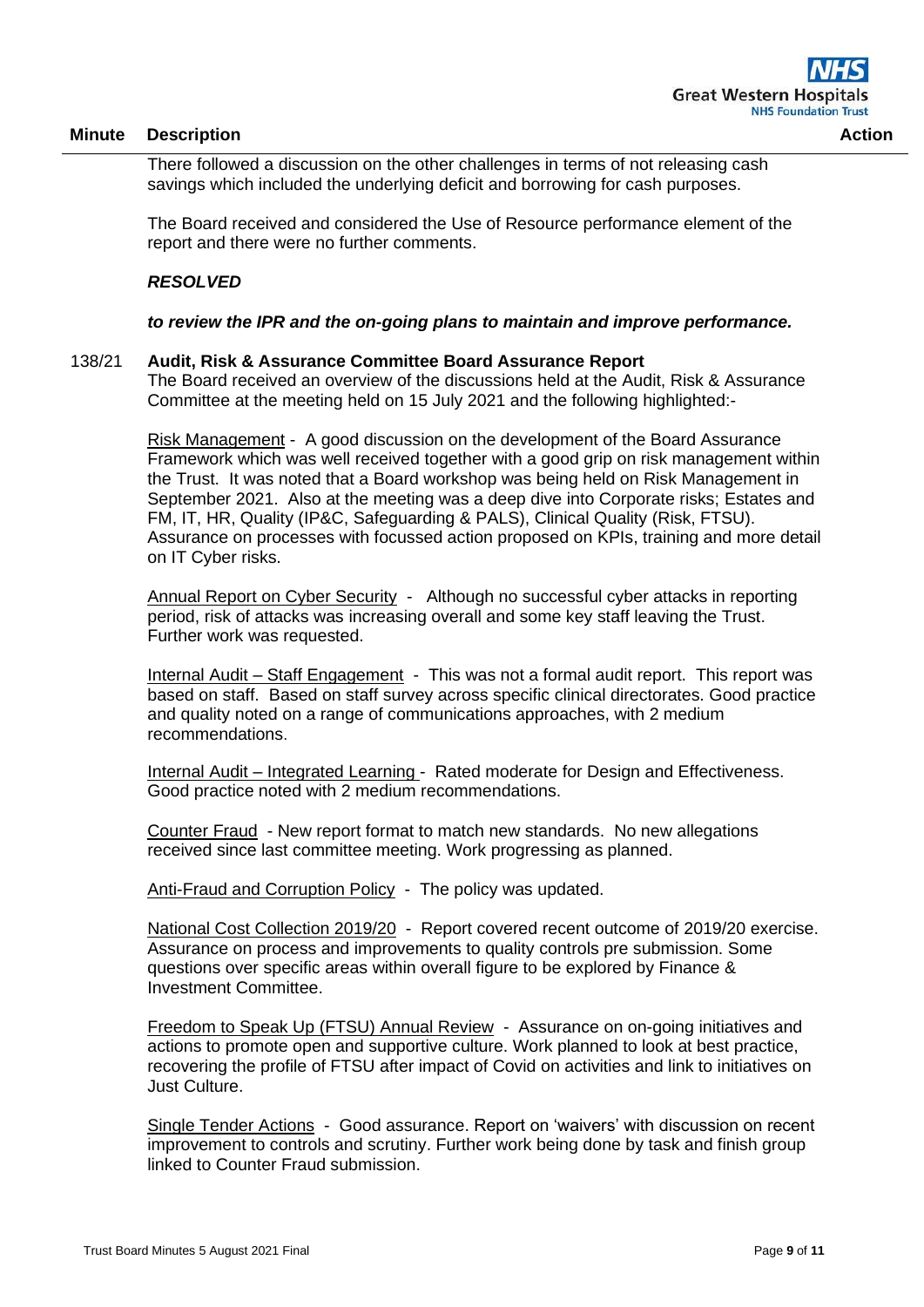| Minute | Description | Action |
|---|---|---|

There followed a discussion on the other challenges in terms of not releasing cash savings which included the underlying deficit and borrowing for cash purposes.

The Board received and considered the Use of Resource performance element of the report and there were no further comments.

***RESOLVED***

***to review the IPR and the on-going plans to maintain and improve performance.***

138/21 **Audit, Risk & Assurance Committee Board Assurance Report**

The Board received an overview of the discussions held at the Audit, Risk & Assurance Committee at the meeting held on 15 July 2021 and the following highlighted:-

Risk Management - A good discussion on the development of the Board Assurance Framework which was well received together with a good grip on risk management within the Trust. It was noted that a Board workshop was being held on Risk Management in September 2021. Also at the meeting was a deep dive into Corporate risks; Estates and FM, IT, HR, Quality (IP&C, Safeguarding & PALS), Clinical Quality (Risk, FTSU). Assurance on processes with focussed action proposed on KPIs, training and more detail on IT Cyber risks.

Annual Report on Cyber Security - Although no successful cyber attacks in reporting period, risk of attacks was increasing overall and some key staff leaving the Trust. Further work was requested.

Internal Audit – Staff Engagement - This was not a formal audit report. This report was based on staff. Based on staff survey across specific clinical directorates. Good practice and quality noted on a range of communications approaches, with 2 medium recommendations.

Internal Audit – Integrated Learning - Rated moderate for Design and Effectiveness. Good practice noted with 2 medium recommendations.

Counter Fraud - New report format to match new standards. No new allegations received since last committee meeting. Work progressing as planned.

Anti-Fraud and Corruption Policy - The policy was updated.

National Cost Collection 2019/20 - Report covered recent outcome of 2019/20 exercise. Assurance on process and improvements to quality controls pre submission. Some questions over specific areas within overall figure to be explored by Finance & Investment Committee.

Freedom to Speak Up (FTSU) Annual Review - Assurance on on-going initiatives and actions to promote open and supportive culture. Work planned to look at best practice, recovering the profile of FTSU after impact of Covid on activities and link to initiatives on Just Culture.

Single Tender Actions - Good assurance. Report on 'waivers' with discussion on recent improvement to controls and scrutiny. Further work being done by task and finish group linked to Counter Fraud submission.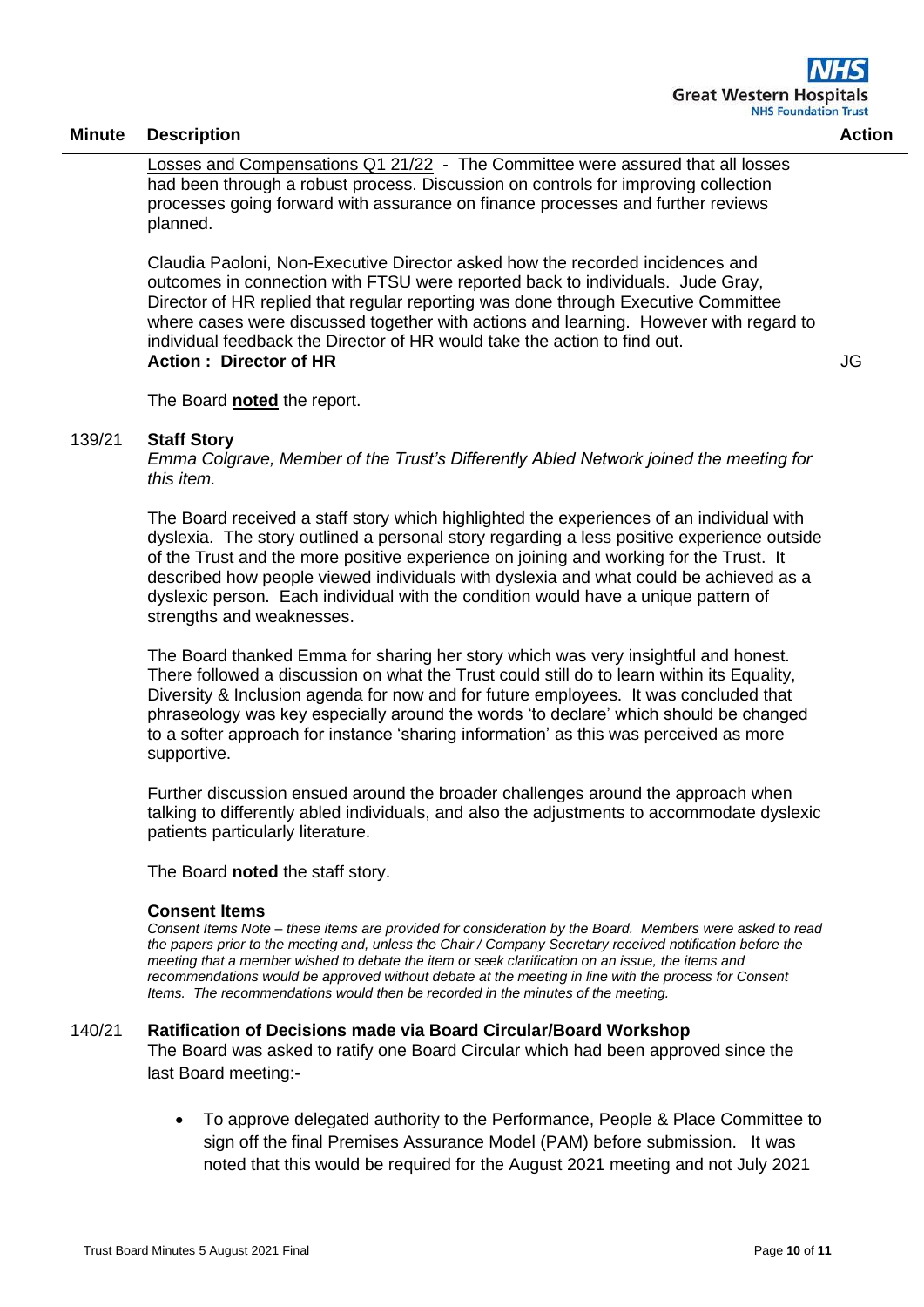| Minute | Description | Action |
|---|---|---|
| | Losses and Compensations Q1 21/22 - The Committee were assured that all losses had been through a robust process. Discussion on controls for improving collection processes going forward with assurance on finance processes and further reviews planned. | |
| | Claudia Paoloni, Non-Executive Director asked how the recorded incidences and outcomes in connection with FTSU were reported back to individuals. Jude Gray, Director of HR replied that regular reporting was done through Executive Committee where cases were discussed together with actions and learning. However with regard to individual feedback the Director of HR would take the action to find out.<br>**Action : Director of HR** | JG |
| | The Board **noted** the report. | |
| 139/21 | **Staff Story**<br>*Emma Colgrave, Member of the Trust's Differently Abled Network joined the meeting for this item.* | |
| | The Board received a staff story which highlighted the experiences of an individual with dyslexia. The story outlined a personal story regarding a less positive experience outside of the Trust and the more positive experience on joining and working for the Trust. It described how people viewed individuals with dyslexia and what could be achieved as a dyslexic person. Each individual with the condition would have a unique pattern of strengths and weaknesses. | |
| | The Board thanked Emma for sharing her story which was very insightful and honest. There followed a discussion on what the Trust could still do to learn within its Equality, Diversity & Inclusion agenda for now and for future employees. It was concluded that phraseology was key especially around the words 'to declare' which should be changed to a softer approach for instance 'sharing information' as this was perceived as more supportive. | |
| | Further discussion ensued around the broader challenges around the approach when talking to differently abled individuals, and also the adjustments to accommodate dyslexic patients particularly literature. | |
| | The Board **noted** the staff story. | |
| | **Consent Items**<br>*Consent Items Note – these items are provided for consideration by the Board. Members were asked to read the papers prior to the meeting and, unless the Chair / Company Secretary received notification before the meeting that a member wished to debate the item or seek clarification on an issue, the items and recommendations would be approved without debate at the meeting in line with the process for Consent Items. The recommendations would then be recorded in the minutes of the meeting.* | |
| 140/21 | **Ratification of Decisions made via Board Circular/Board Workshop**<br>The Board was asked to ratify one Board Circular which had been approved since the last Board meeting:-<br><br>• To approve delegated authority to the Performance, People & Place Committee to sign off the final Premises Assurance Model (PAM) before submission. It was noted that this would be required for the August 2021 meeting and not July 2021 | |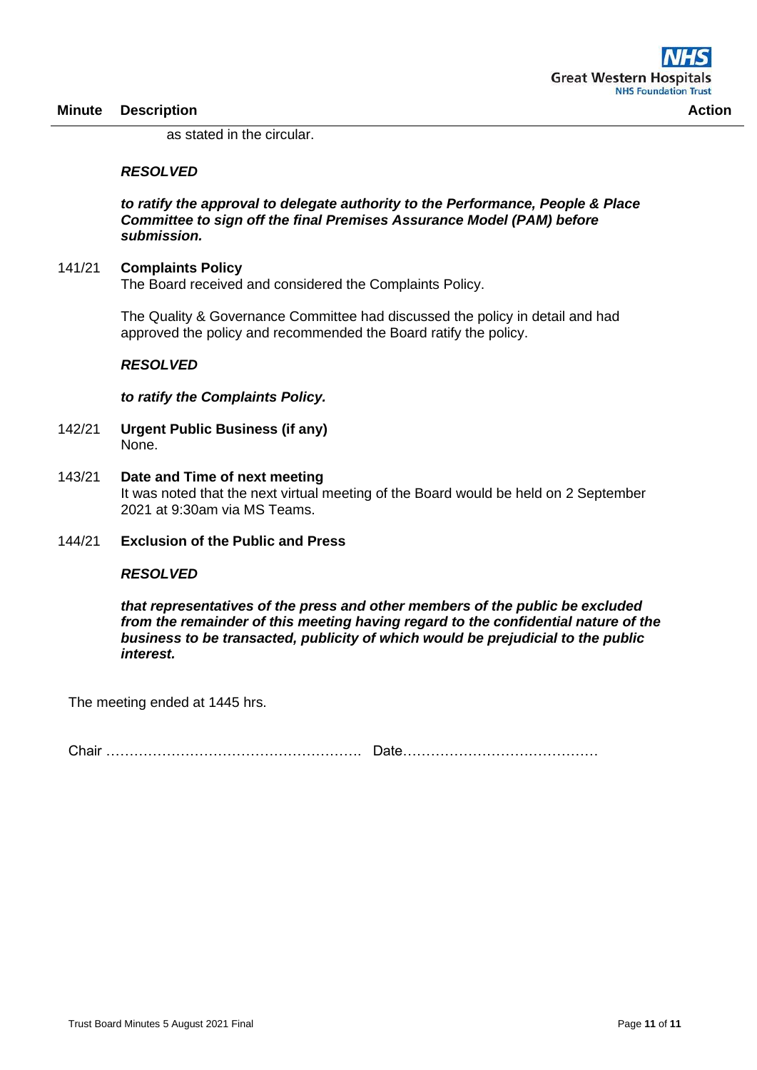| Minute | Description | Action |
|---|---|---|
| | as stated in the circular. | |
| | ***RESOLVED*** | |
| | ***to ratify the approval to delegate authority to the Performance, People & Place Committee to sign off the final Premises Assurance Model (PAM) before submission.*** | |
| 141/21 | **Complaints Policy**<br>The Board received and considered the Complaints Policy. | |
| | The Quality & Governance Committee had discussed the policy in detail and had approved the policy and recommended the Board ratify the policy. | |
| | ***RESOLVED*** | |
| | ***to ratify the Complaints Policy.*** | |
| 142/21 | **Urgent Public Business (if any)**<br>None. | |
| 143/21 | **Date and Time of next meeting**<br>It was noted that the next virtual meeting of the Board would be held on 2 September 2021 at 9:30am via MS Teams. | |
| 144/21 | **Exclusion of the Public and Press** | |
| | ***RESOLVED*** | |
| | ***that representatives of the press and other members of the public be excluded from the remainder of this meeting having regard to the confidential nature of the business to be transacted, publicity of which would be prejudicial to the public interest.*** | |

The meeting ended at 1445 hrs.

Chair ………………………………………………. Date……………………………………